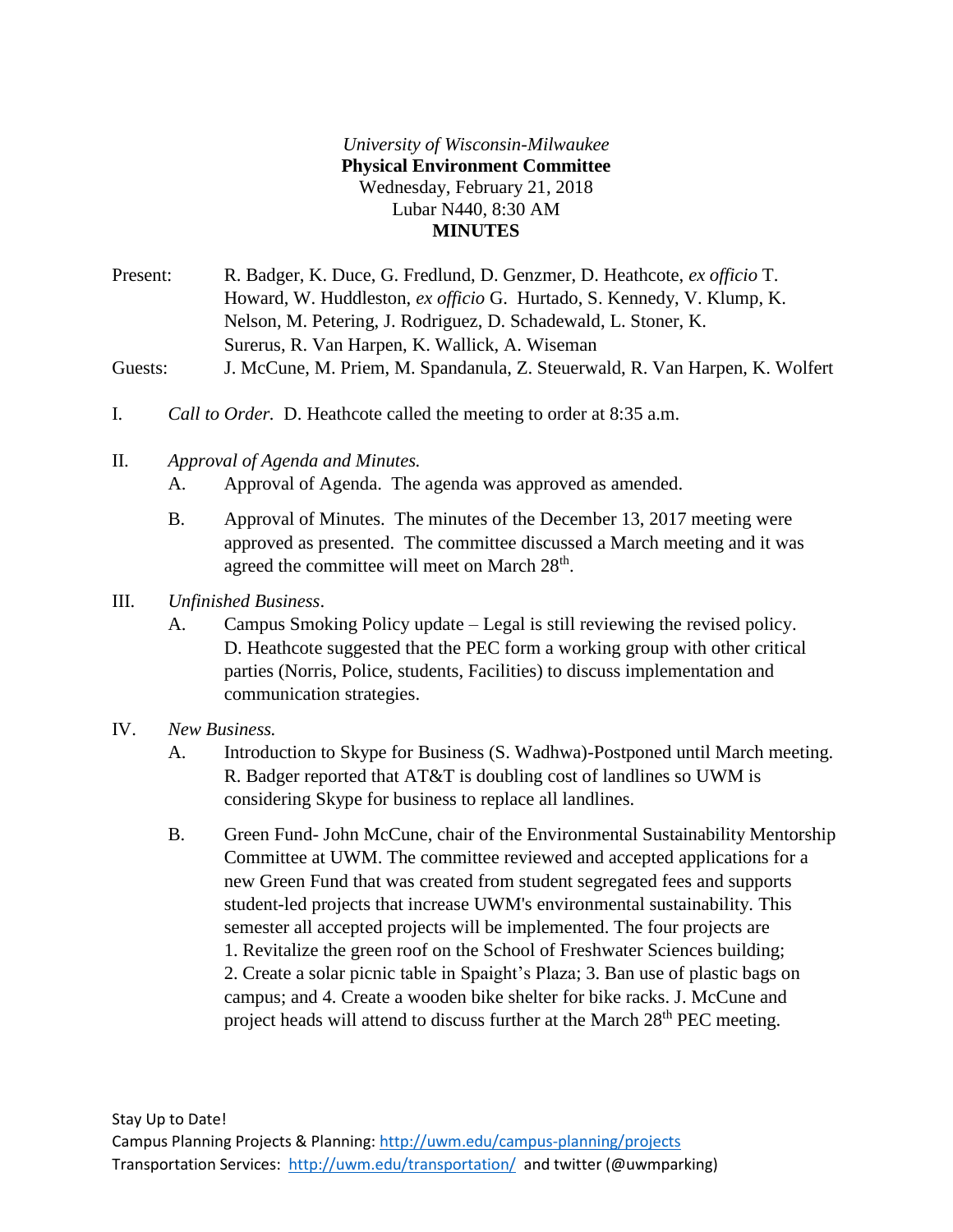*University of Wisconsin-Milwaukee*

**Physical Environment Committee**

Wednesday, February 21, 2018

Lubar N440, 8:30 AM

**MINUTES**

Present: R. Badger, K. Duce, G. Fredlund, D. Genzmer, D. Heathcote, *ex officio* T. Howard, W. Huddleston, *ex officio* G. Hurtado, S. Kennedy, V. Klump, K. Nelson, M. Petering, J. Rodriguez, D. Schadewald, L. Stoner, K. Surerus, R. Van Harpen, K. Wallick, A. Wiseman

Guests: J. McCune, M. Priem, M. Spandanula, Z. Steuerwald, R. Van Harpen, K. Wolfert

I. *Call to Order.* D. Heathcote called the meeting to order at 8:35 a.m.

II. *Approval of Agenda and Minutes.*

   A. Approval of Agenda. The agenda was approved as amended.

   B. Approval of Minutes. The minutes of the December 13, 2017 meeting were approved as presented. The committee discussed a March meeting and it was agreed the committee will meet on March 28th.

III. *Unfinished Business*.

   A. Campus Smoking Policy update – Legal is still reviewing the revised policy. D. Heathcote suggested that the PEC form a working group with other critical parties (Norris, Police, students, Facilities) to discuss implementation and communication strategies.

IV. *New Business.*

   A. Introduction to Skype for Business (S. Wadhwa)-Postponed until March meeting. R. Badger reported that AT&T is doubling cost of landlines so UWM is considering Skype for business to replace all landlines.

   B. Green Fund- John McCune, chair of the Environmental Sustainability Mentorship Committee at UWM. The committee reviewed and accepted applications for a new Green Fund that was created from student segregated fees and supports student-led projects that increase UWM's environmental sustainability. This semester all accepted projects will be implemented. The four projects are 1. Revitalize the green roof on the School of Freshwater Sciences building; 2. Create a solar picnic table in Spaight's Plaza; 3. Ban use of plastic bags on campus; and 4. Create a wooden bike shelter for bike racks. J. McCune and project heads will attend to discuss further at the March 28th PEC meeting.

Stay Up to Date!

Campus Planning Projects & Planning: http://uwm.edu/campus-planning/projects

Transportation Services: http://uwm.edu/transportation/ and twitter (@uwmparking)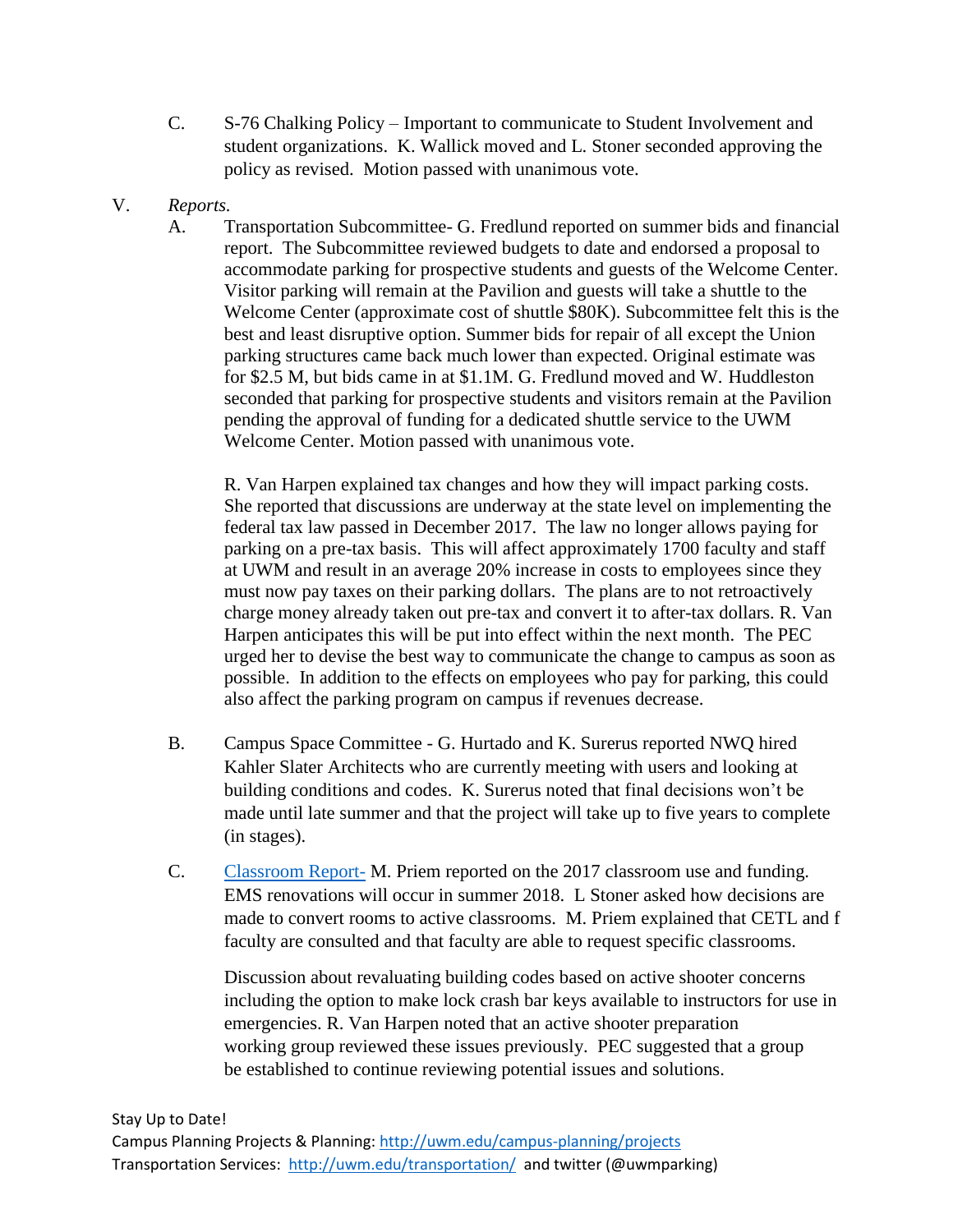C. S-76 Chalking Policy – Important to communicate to Student Involvement and student organizations. K. Wallick moved and L. Stoner seconded approving the policy as revised. Motion passed with unanimous vote.

V. *Reports.*

A. Transportation Subcommittee- G. Fredlund reported on summer bids and financial report. The Subcommittee reviewed budgets to date and endorsed a proposal to accommodate parking for prospective students and guests of the Welcome Center. Visitor parking will remain at the Pavilion and guests will take a shuttle to the Welcome Center (approximate cost of shuttle $80K). Subcommittee felt this is the best and least disruptive option. Summer bids for repair of all except the Union parking structures came back much lower than expected. Original estimate was for $2.5 M, but bids came in at $1.1M. G. Fredlund moved and W. Huddleston seconded that parking for prospective students and visitors remain at the Pavilion pending the approval of funding for a dedicated shuttle service to the UWM Welcome Center. Motion passed with unanimous vote.

R. Van Harpen explained tax changes and how they will impact parking costs. She reported that discussions are underway at the state level on implementing the federal tax law passed in December 2017. The law no longer allows paying for parking on a pre-tax basis. This will affect approximately 1700 faculty and staff at UWM and result in an average 20% increase in costs to employees since they must now pay taxes on their parking dollars. The plans are to not retroactively charge money already taken out pre-tax and convert it to after-tax dollars. R. Van Harpen anticipates this will be put into effect within the next month. The PEC urged her to devise the best way to communicate the change to campus as soon as possible. In addition to the effects on employees who pay for parking, this could also affect the parking program on campus if revenues decrease.

B. Campus Space Committee - G. Hurtado and K. Surerus reported NWQ hired Kahler Slater Architects who are currently meeting with users and looking at building conditions and codes. K. Surerus noted that final decisions won't be made until late summer and that the project will take up to five years to complete (in stages).

C. Classroom Report- M. Priem reported on the 2017 classroom use and funding. EMS renovations will occur in summer 2018. L Stoner asked how decisions are made to convert rooms to active classrooms. M. Priem explained that CETL and f faculty are consulted and that faculty are able to request specific classrooms.

Discussion about revaluating building codes based on active shooter concerns including the option to make lock crash bar keys available to instructors for use in emergencies. R. Van Harpen noted that an active shooter preparation working group reviewed these issues previously. PEC suggested that a group be established to continue reviewing potential issues and solutions.

Stay Up to Date!
Campus Planning Projects & Planning: http://uwm.edu/campus-planning/projects
Transportation Services: http://uwm.edu/transportation/ and twitter (@uwmparking)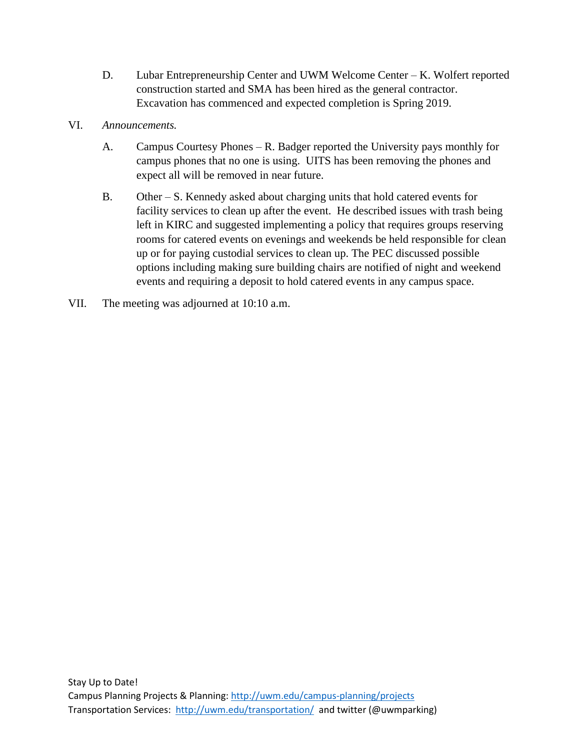D. Lubar Entrepreneurship Center and UWM Welcome Center – K. Wolfert reported construction started and SMA has been hired as the general contractor. Excavation has commenced and expected completion is Spring 2019.

VI. *Announcements.*

A. Campus Courtesy Phones – R. Badger reported the University pays monthly for campus phones that no one is using. UITS has been removing the phones and expect all will be removed in near future.

B. Other – S. Kennedy asked about charging units that hold catered events for facility services to clean up after the event. He described issues with trash being left in KIRC and suggested implementing a policy that requires groups reserving rooms for catered events on evenings and weekends be held responsible for clean up or for paying custodial services to clean up. The PEC discussed possible options including making sure building chairs are notified of night and weekend events and requiring a deposit to hold catered events in any campus space.

VII. The meeting was adjourned at 10:10 a.m.

Stay Up to Date!
Campus Planning Projects & Planning: http://uwm.edu/campus-planning/projects
Transportation Services: http://uwm.edu/transportation/ and twitter (@uwmparking)